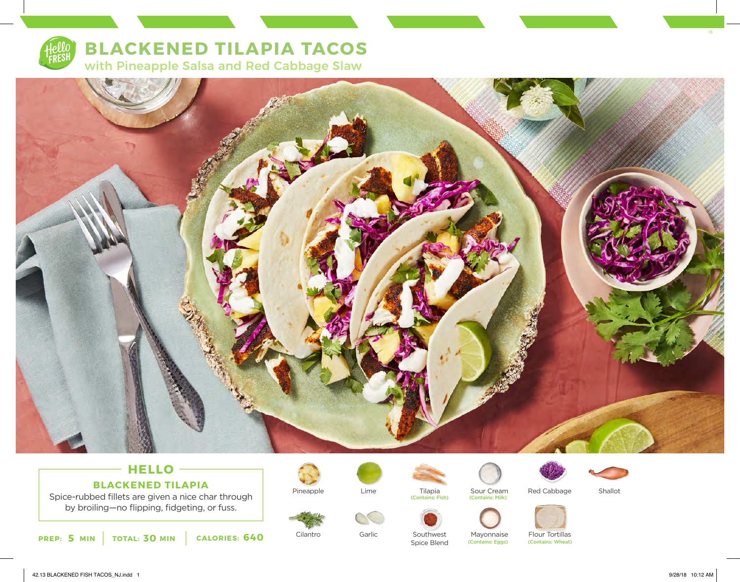# BLACKENED TILAPIA TACOS

## with Pineapple Salsa and Red Cabbage Slaw

### HELLO

**BLACKENED TILAPIA**

Spice-rubbed fillets are given a nice char through by broiling—no flipping, fidgeting, or fuss.

**PREP: 5 MIN** | **TOTAL: 30 MIN** | **CALORIES: 640**

- Pineapple
- Lime
- Tilapia (Contains: Fish)
- Sour Cream (Contains: Milk)
- Red Cabbage
- Shallot
- Cilantro
- Garlic
- Southwest Spice Blend
- Mayonnaise (Contains: Eggs)
- Flour Tortillas (Contains: Wheat)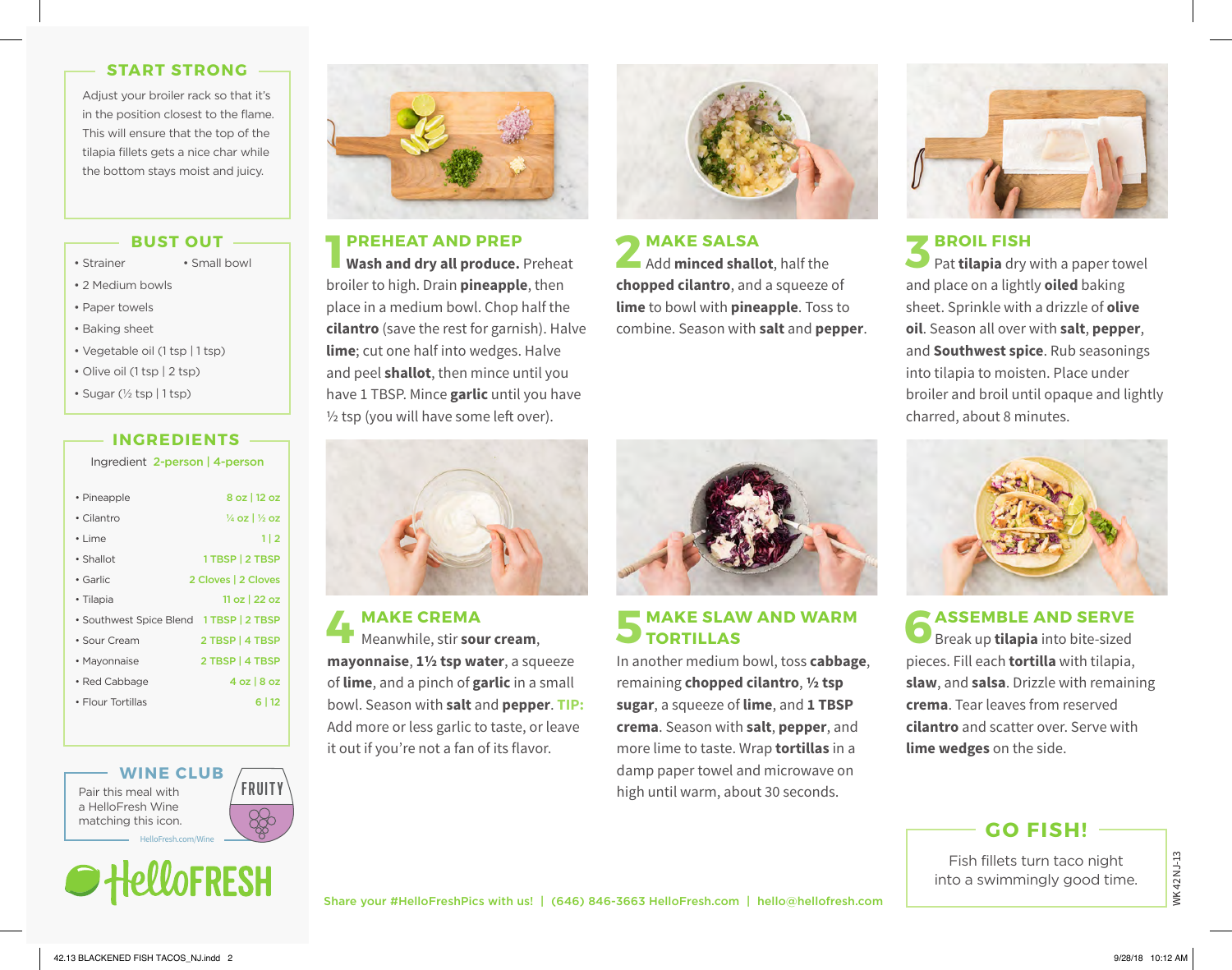## START STRONG

Adjust your broiler rack so that it's in the position closest to the flame. This will ensure that the top of the tilapia fillets gets a nice char while the bottom stays moist and juicy.

## BUST OUT

- Strainer
- Small bowl
- 2 Medium bowls
- Paper towels
- Baking sheet
- Vegetable oil (1 tsp | 1 tsp)
- Olive oil (1 tsp | 2 tsp)
- Sugar (½ tsp | 1 tsp)

## INGREDIENTS

| Ingredient | 2-person \| 4-person |
|---|---|
| Pineapple | 8 oz \| 12 oz |
| Cilantro | ¼ oz \| ½ oz |
| Lime | 1 \| 2 |
| Shallot | 1 TBSP \| 2 TBSP |
| Garlic | 2 Cloves \| 2 Cloves |
| Tilapia | 11 oz \| 22 oz |
| Southwest Spice Blend | 1 TBSP \| 2 TBSP |
| Sour Cream | 2 TBSP \| 4 TBSP |
| Mayonnaise | 2 TBSP \| 4 TBSP |
| Red Cabbage | 4 oz \| 8 oz |
| Flour Tortillas | 6 \| 12 |

## WINE CLUB

Pair this meal with a HelloFresh Wine matching this icon.

FRUITY

HelloFresh.com/Wine

HelloFRESH

## 1 PREHEAT AND PREP

**Wash and dry all produce.** Preheat broiler to high. Drain **pineapple**, then place in a medium bowl. Chop half the **cilantro** (save the rest for garnish). Halve **lime**; cut one half into wedges. Halve and peel **shallot**, then mince until you have 1 TBSP. Mince **garlic** until you have ½ tsp (you will have some left over).

## 2 MAKE SALSA

Add **minced shallot**, half the **chopped cilantro**, and a squeeze of **lime** to bowl with **pineapple**. Toss to combine. Season with **salt** and **pepper**.

## 3 BROIL FISH

Pat **tilapia** dry with a paper towel and place on a lightly **oiled** baking sheet. Sprinkle with a drizzle of **olive oil**. Season all over with **salt**, **pepper**, and **Southwest spice**. Rub seasonings into tilapia to moisten. Place under broiler and broil until opaque and lightly charred, about 8 minutes.

## 4 MAKE CREMA

Meanwhile, stir **sour cream**, **mayonnaise**, **1½ tsp water**, a squeeze of **lime**, and a pinch of **garlic** in a small bowl. Season with **salt** and **pepper**. TIP: Add more or less garlic to taste, or leave it out if you're not a fan of its flavor.

## 5 MAKE SLAW AND WARM TORTILLAS

In another medium bowl, toss **cabbage**, remaining **chopped cilantro**, **½ tsp sugar**, a squeeze of **lime**, and **1 TBSP crema**. Season with **salt**, **pepper**, and more lime to taste. Wrap **tortillas** in a damp paper towel and microwave on high until warm, about 30 seconds.

## 6 ASSEMBLE AND SERVE

Break up **tilapia** into bite-sized pieces. Fill each **tortilla** with tilapia, **slaw**, and **salsa**. Drizzle with remaining **crema**. Tear leaves from reserved **cilantro** and scatter over. Serve with **lime wedges** on the side.

## GO FISH!

Fish fillets turn taco night into a swimmingly good time.

Share your #HelloFreshPics with us! | (646) 846-3663 HelloFresh.com | hello@hellofresh.com

WK 42 NJ-13